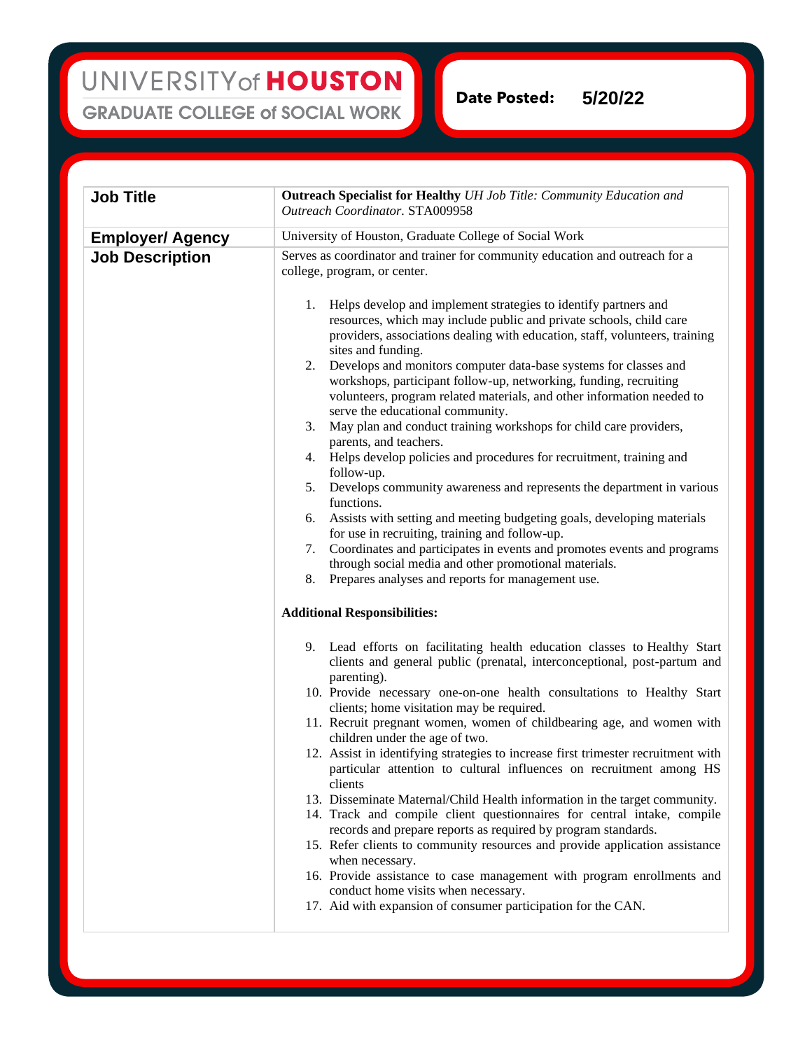UNIVERSITY of HOUSTON
GRADUATE COLLEGE of SOCIAL WORK

**Date Posted:** 5/20/22

| | |
|---|---|
| **Job Title** | **Outreach Specialist for Healthy** *UH Job Title: Community Education and Outreach Coordinator.* STA009958 |
| **Employer/ Agency** | University of Houston, Graduate College of Social Work |
| **Job Description** | Serves as coordinator and trainer for community education and outreach for a college, program, or center.<br><br>1. Helps develop and implement strategies to identify partners and resources, which may include public and private schools, child care providers, associations dealing with education, staff, volunteers, training sites and funding.<br>2. Develops and monitors computer data-base systems for classes and workshops, participant follow-up, networking, funding, recruiting volunteers, program related materials, and other information needed to serve the educational community.<br>3. May plan and conduct training workshops for child care providers, parents, and teachers.<br>4. Helps develop policies and procedures for recruitment, training and follow-up.<br>5. Develops community awareness and represents the department in various functions.<br>6. Assists with setting and meeting budgeting goals, developing materials for use in recruiting, training and follow-up.<br>7. Coordinates and participates in events and promotes events and programs through social media and other promotional materials.<br>8. Prepares analyses and reports for management use.<br><br>**Additional Responsibilities:**<br><br>9. Lead efforts on facilitating health education classes to Healthy Start clients and general public (prenatal, interconceptional, post-partum and parenting).<br>10. Provide necessary one-on-one health consultations to Healthy Start clients; home visitation may be required.<br>11. Recruit pregnant women, women of childbearing age, and women with children under the age of two.<br>12. Assist in identifying strategies to increase first trimester recruitment with particular attention to cultural influences on recruitment among HS clients<br>13. Disseminate Maternal/Child Health information in the target community.<br>14. Track and compile client questionnaires for central intake, compile records and prepare reports as required by program standards.<br>15. Refer clients to community resources and provide application assistance when necessary.<br>16. Provide assistance to case management with program enrollments and conduct home visits when necessary.<br>17. Aid with expansion of consumer participation for the CAN. |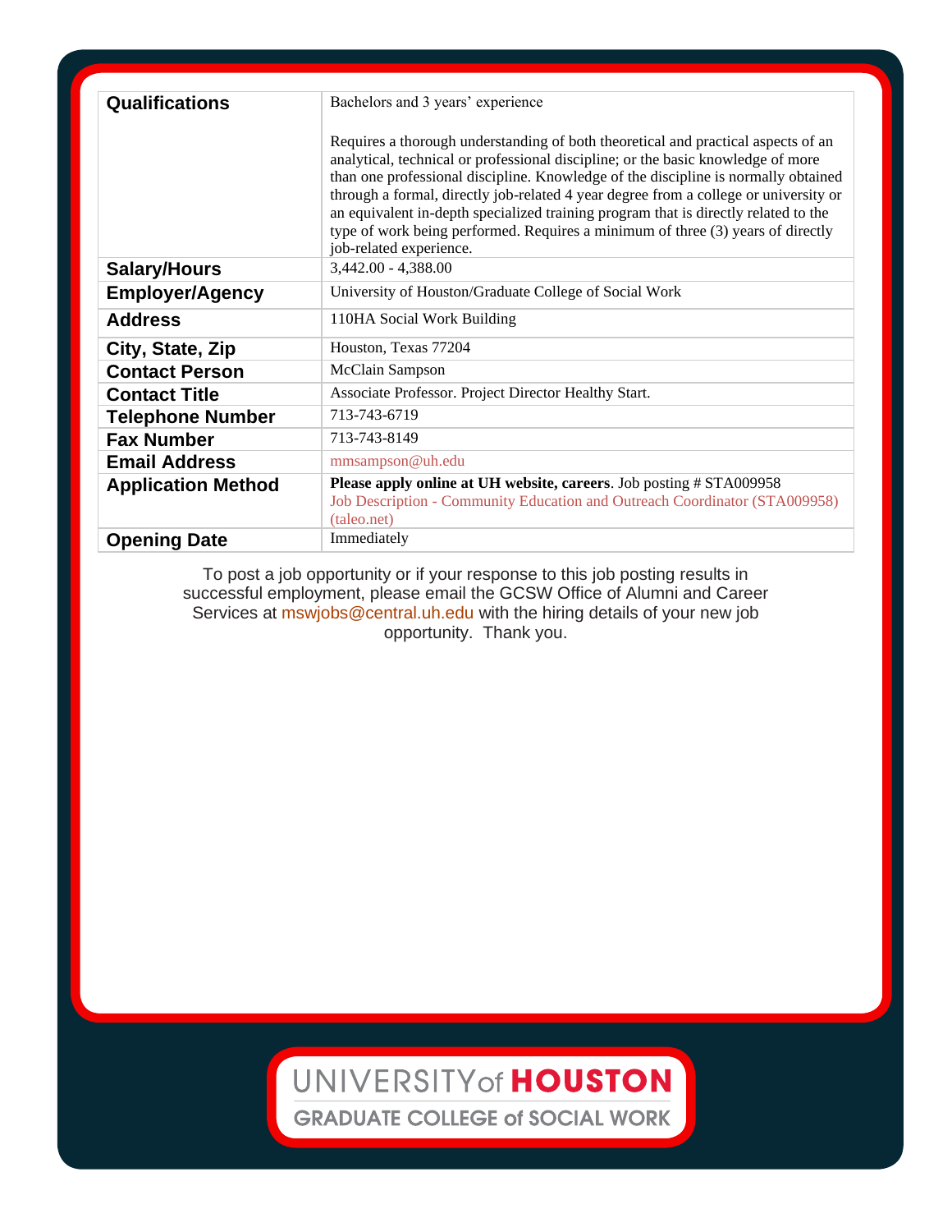| | |
|---|---|
| **Qualifications** | Bachelors and 3 years' experience<br><br>Requires a thorough understanding of both theoretical and practical aspects of an analytical, technical or professional discipline; or the basic knowledge of more than one professional discipline. Knowledge of the discipline is normally obtained through a formal, directly job-related 4 year degree from a college or university or an equivalent in-depth specialized training program that is directly related to the type of work being performed. Requires a minimum of three (3) years of directly job-related experience. |
| **Salary/Hours** | 3,442.00 - 4,388.00 |
| **Employer/Agency** | University of Houston/Graduate College of Social Work |
| **Address** | 110HA Social Work Building |
| **City, State, Zip** | Houston, Texas 77204 |
| **Contact Person** | McClain Sampson |
| **Contact Title** | Associate Professor. Project Director Healthy Start. |
| **Telephone Number** | 713-743-6719 |
| **Fax Number** | 713-743-8149 |
| **Email Address** | mmsampson@uh.edu |
| **Application Method** | **Please apply online at UH website, careers**. Job posting # STA009958<br>Job Description - Community Education and Outreach Coordinator (STA009958) (taleo.net) |
| **Opening Date** | Immediately |

To post a job opportunity or if your response to this job posting results in successful employment, please email the GCSW Office of Alumni and Career Services at mswjobs@central.uh.edu with the hiring details of your new job opportunity. Thank you.

UNIVERSITY of HOUSTON
GRADUATE COLLEGE of SOCIAL WORK